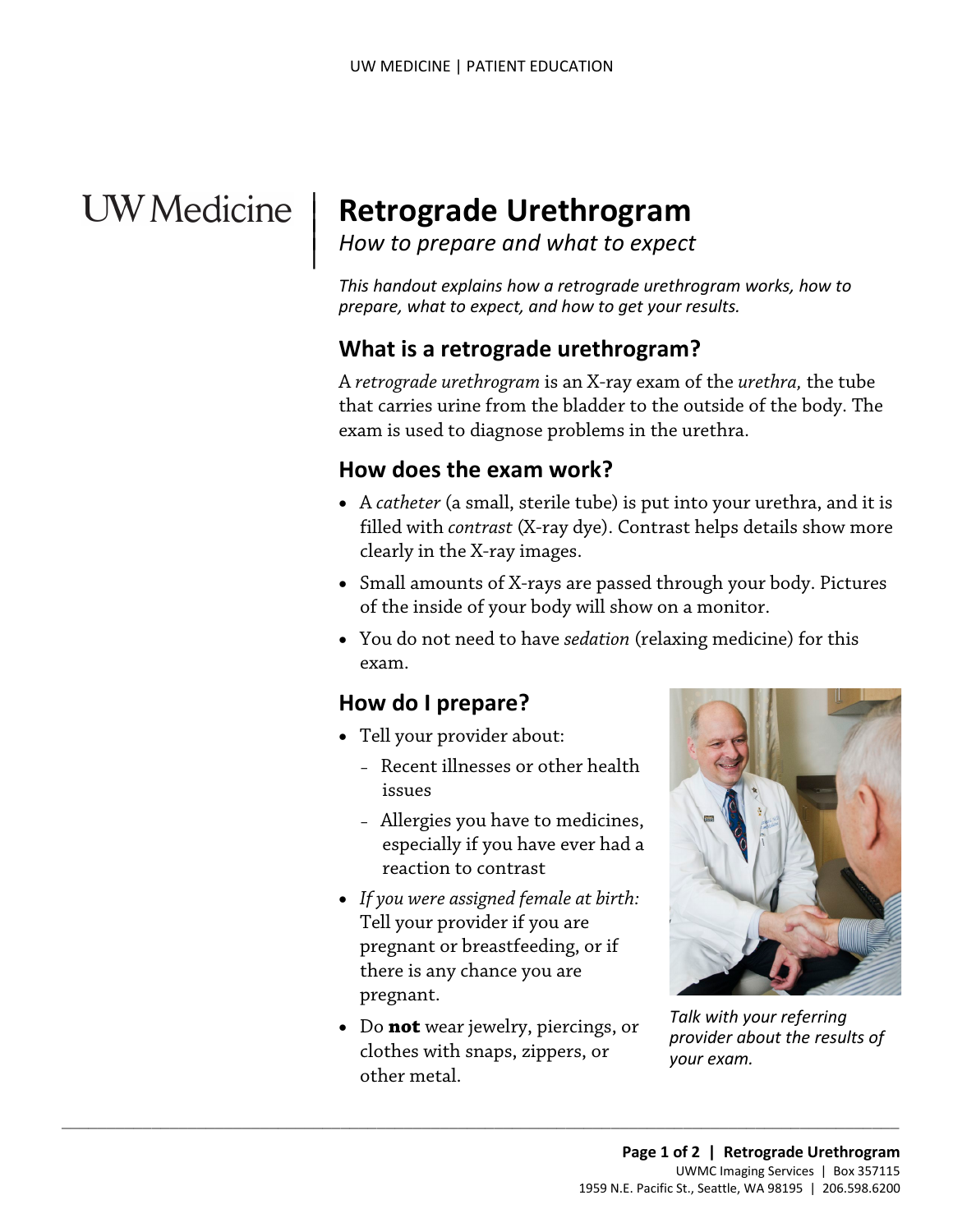UW Medicine

# Retrograde Urethrogram

*How to prepare and what to expect*

*This handout explains how a retrograde urethrogram works, how to prepare, what to expect, and how to get your results.*

## What is a retrograde urethrogram?

A *retrograde urethrogram* is an X-ray exam of the *urethra,* the tube that carries urine from the bladder to the outside of the body. The exam is used to diagnose problems in the urethra.

## How does the exam work?

- A *catheter* (a small, sterile tube) is put into your urethra, and it is filled with *contrast* (X-ray dye). Contrast helps details show more clearly in the X-ray images.
- Small amounts of X-rays are passed through your body. Pictures of the inside of your body will show on a monitor.
- You do not need to have *sedation* (relaxing medicine) for this exam.

## How do I prepare?

- Tell your provider about:
  - Recent illnesses or other health issues
  - Allergies you have to medicines, especially if you have ever had a reaction to contrast
- *If you were assigned female at birth:* Tell your provider if you are pregnant or breastfeeding, or if there is any chance you are pregnant.
- Do **not** wear jewelry, piercings, or clothes with snaps, zippers, or other metal.

*Talk with your referring provider about the results of your exam.*

UWMC Imaging Services | Box 357115
1959 N.E. Pacific St., Seattle, WA 98195 | 206.598.6200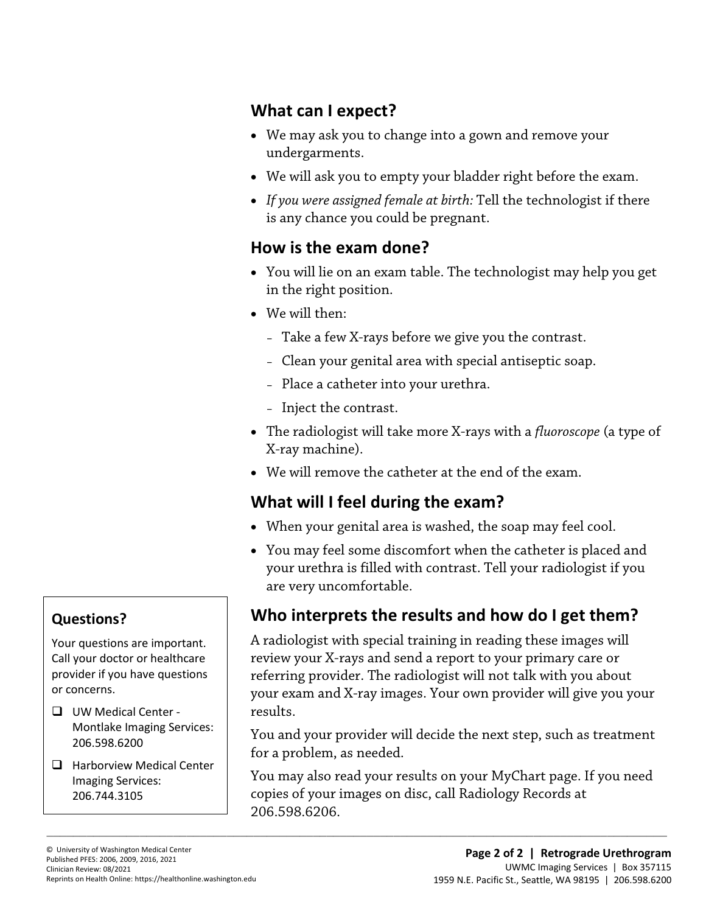## What can I expect?

- We may ask you to change into a gown and remove your undergarments.
- We will ask you to empty your bladder right before the exam.
- *If you were assigned female at birth:* Tell the technologist if there is any chance you could be pregnant.

## How is the exam done?

- You will lie on an exam table. The technologist may help you get in the right position.
- We will then:
  - Take a few X-rays before we give you the contrast.
  - Clean your genital area with special antiseptic soap.
  - Place a catheter into your urethra.
  - Inject the contrast.
- The radiologist will take more X-rays with a *fluoroscope* (a type of X-ray machine).
- We will remove the catheter at the end of the exam.

## What will I feel during the exam?

- When your genital area is washed, the soap may feel cool.
- You may feel some discomfort when the catheter is placed and your urethra is filled with contrast. Tell your radiologist if you are very uncomfortable.

## Who interprets the results and how do I get them?

A radiologist with special training in reading these images will review your X-rays and send a report to your primary care or referring provider. The radiologist will not talk with you about your exam and X-ray images. Your own provider will give you your results.

You and your provider will decide the next step, such as treatment for a problem, as needed.

You may also read your results on your MyChart page. If you need copies of your images on disc, call Radiology Records at 206.598.6206.

### Questions?

Your questions are important. Call your doctor or healthcare provider if you have questions or concerns.

- UW Medical Center - Montlake Imaging Services: 206.598.6200
- Harborview Medical Center Imaging Services: 206.744.3105

© University of Washington Medical Center
Published PFES: 2006, 2009, 2016, 2021
Clinician Review: 08/2021
Reprints on Health Online: https://healthonline.washington.edu

**Retrograde Urethrogram**
UWMC Imaging Services | Box 357115
1959 N.E. Pacific St., Seattle, WA 98195 | 206.598.6200